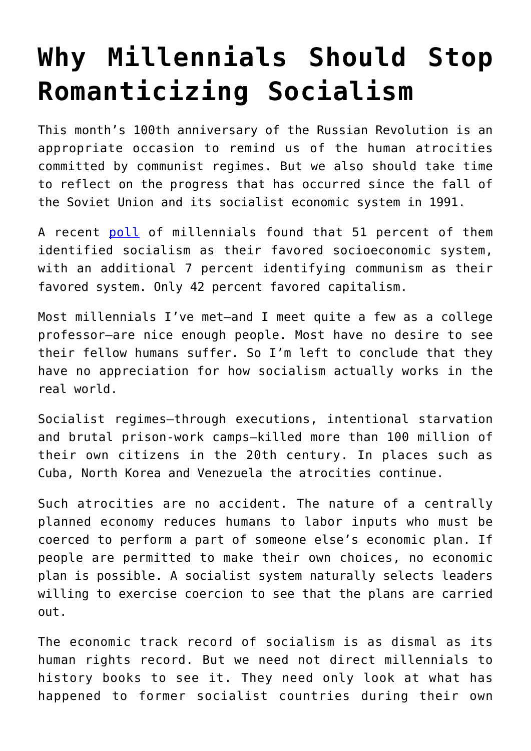# Why Millennials Should Stop Romanticizing Socialism

This month's 100th anniversary of the Russian Revolution is an appropriate occasion to remind us of the human atrocities committed by communist regimes. But we also should take time to reflect on the progress that has occurred since the fall of the Soviet Union and its socialist economic system in 1991.

A recent [poll](poll) of millennials found that 51 percent of them identified socialism as their favored socioeconomic system, with an additional 7 percent identifying communism as their favored system. Only 42 percent favored capitalism.

Most millennials I've met—and I meet quite a few as a college professor—are nice enough people. Most have no desire to see their fellow humans suffer. So I'm left to conclude that they have no appreciation for how socialism actually works in the real world.

Socialist regimes—through executions, intentional starvation and brutal prison-work camps—killed more than 100 million of their own citizens in the 20th century. In places such as Cuba, North Korea and Venezuela the atrocities continue.

Such atrocities are no accident. The nature of a centrally planned economy reduces humans to labor inputs who must be coerced to perform a part of someone else's economic plan. If people are permitted to make their own choices, no economic plan is possible. A socialist system naturally selects leaders willing to exercise coercion to see that the plans are carried out.

The economic track record of socialism is as dismal as its human rights record. But we need not direct millennials to history books to see it. They need only look at what has happened to former socialist countries during their own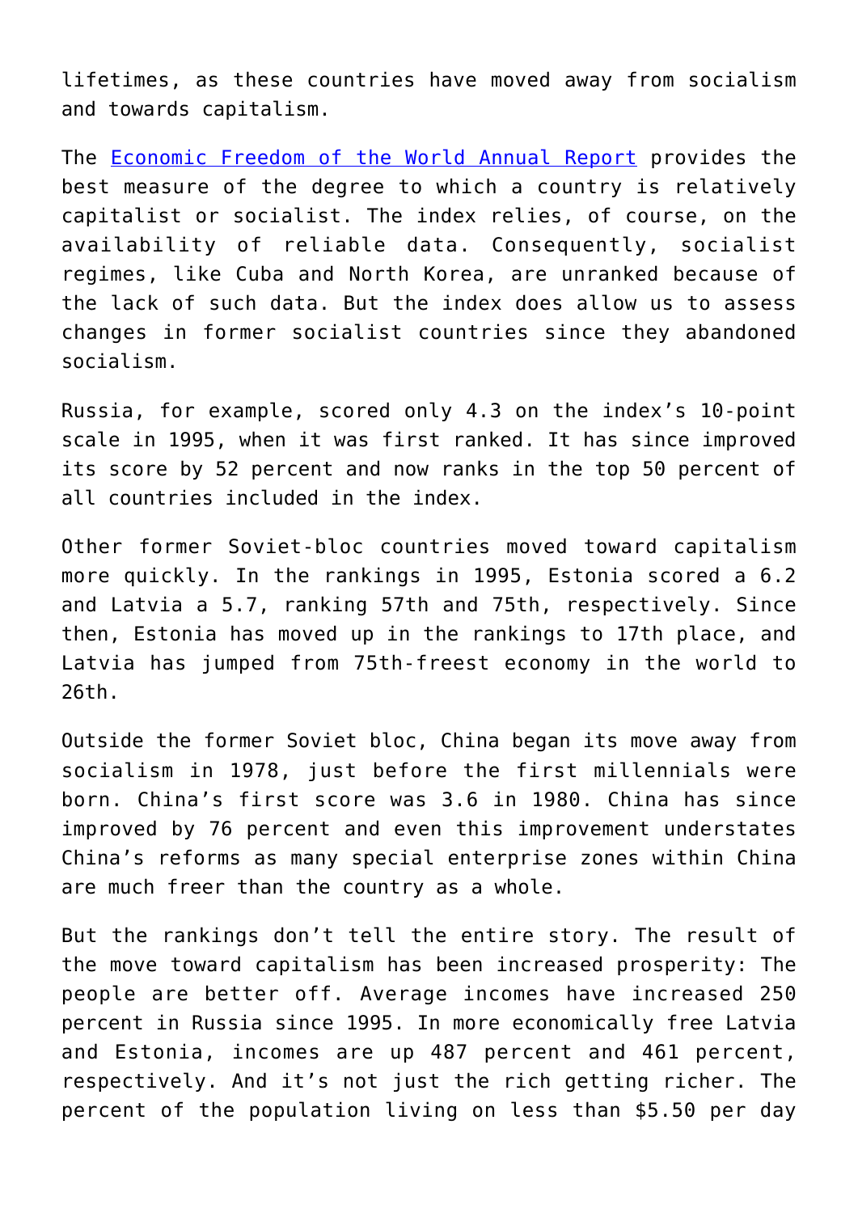lifetimes, as these countries have moved away from socialism and towards capitalism.

The [Economic Freedom of the World Annual Report](#) provides the best measure of the degree to which a country is relatively capitalist or socialist. The index relies, of course, on the availability of reliable data. Consequently, socialist regimes, like Cuba and North Korea, are unranked because of the lack of such data. But the index does allow us to assess changes in former socialist countries since they abandoned socialism.

Russia, for example, scored only 4.3 on the index's 10-point scale in 1995, when it was first ranked. It has since improved its score by 52 percent and now ranks in the top 50 percent of all countries included in the index.

Other former Soviet-bloc countries moved toward capitalism more quickly. In the rankings in 1995, Estonia scored a 6.2 and Latvia a 5.7, ranking 57th and 75th, respectively. Since then, Estonia has moved up in the rankings to 17th place, and Latvia has jumped from 75th-freest economy in the world to 26th.

Outside the former Soviet bloc, China began its move away from socialism in 1978, just before the first millennials were born. China's first score was 3.6 in 1980. China has since improved by 76 percent and even this improvement understates China's reforms as many special enterprise zones within China are much freer than the country as a whole.

But the rankings don't tell the entire story. The result of the move toward capitalism has been increased prosperity: The people are better off. Average incomes have increased 250 percent in Russia since 1995. In more economically free Latvia and Estonia, incomes are up 487 percent and 461 percent, respectively. And it's not just the rich getting richer. The percent of the population living on less than $5.50 per day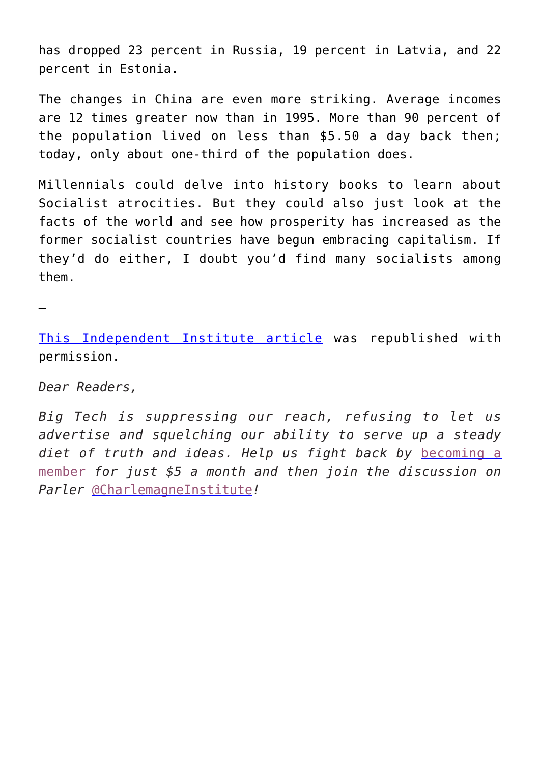has dropped 23 percent in Russia, 19 percent in Latvia, and 22 percent in Estonia.

The changes in China are even more striking. Average incomes are 12 times greater now than in 1995. More than 90 percent of the population lived on less than $5.50 a day back then; today, only about one-third of the population does.

Millennials could delve into history books to learn about Socialist atrocities. But they could also just look at the facts of the world and see how prosperity has increased as the former socialist countries have begun embracing capitalism. If they'd do either, I doubt you'd find many socialists among them.

—

This Independent Institute article was republished with permission.

*Dear Readers,*

*Big Tech is suppressing our reach, refusing to let us advertise and squelching our ability to serve up a steady diet of truth and ideas. Help us fight back by becoming a member for just $5 a month and then join the discussion on Parler @CharlemagneInstitute!*